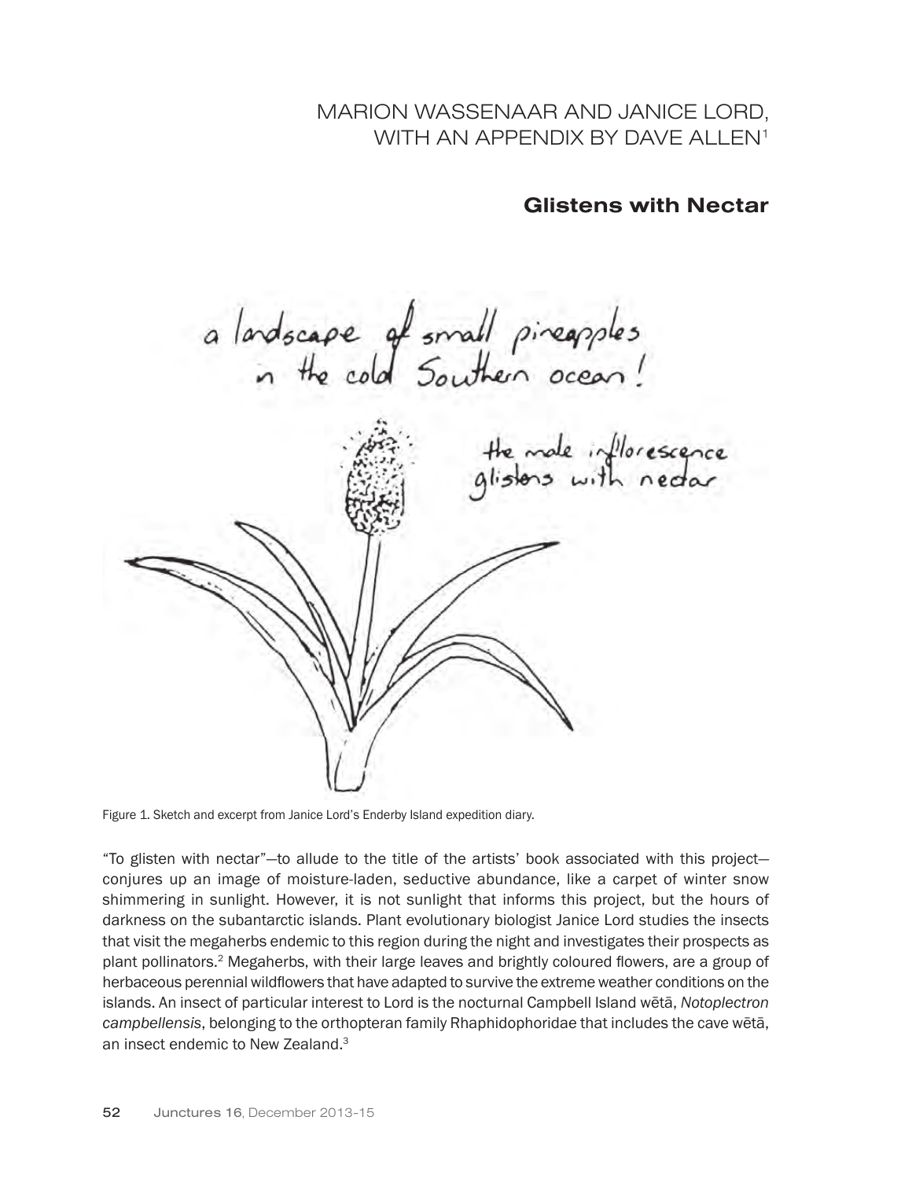MARION WASSENAAR AND JANICE LORD, WITH AN APPENDIX BY DAVE ALLEN[1]

# Glistens with Nectar

Figure 1. Sketch and excerpt from Janice Lord's Enderby Island expedition diary.

"To glisten with nectar"—to allude to the title of the artists' book associated with this project—conjures up an image of moisture-laden, seductive abundance, like a carpet of winter snow shimmering in sunlight. However, it is not sunlight that informs this project, but the hours of darkness on the subantarctic islands. Plant evolutionary biologist Janice Lord studies the insects that visit the megaherbs endemic to this region during the night and investigates their prospects as plant pollinators.[2] Megaherbs, with their large leaves and brightly coloured flowers, are a group of herbaceous perennial wildflowers that have adapted to survive the extreme weather conditions on the islands. An insect of particular interest to Lord is the nocturnal Campbell Island wētā, *Notoplectron campbellensis*, belonging to the orthopteran family Rhaphidophoridae that includes the cave wētā, an insect endemic to New Zealand.[3]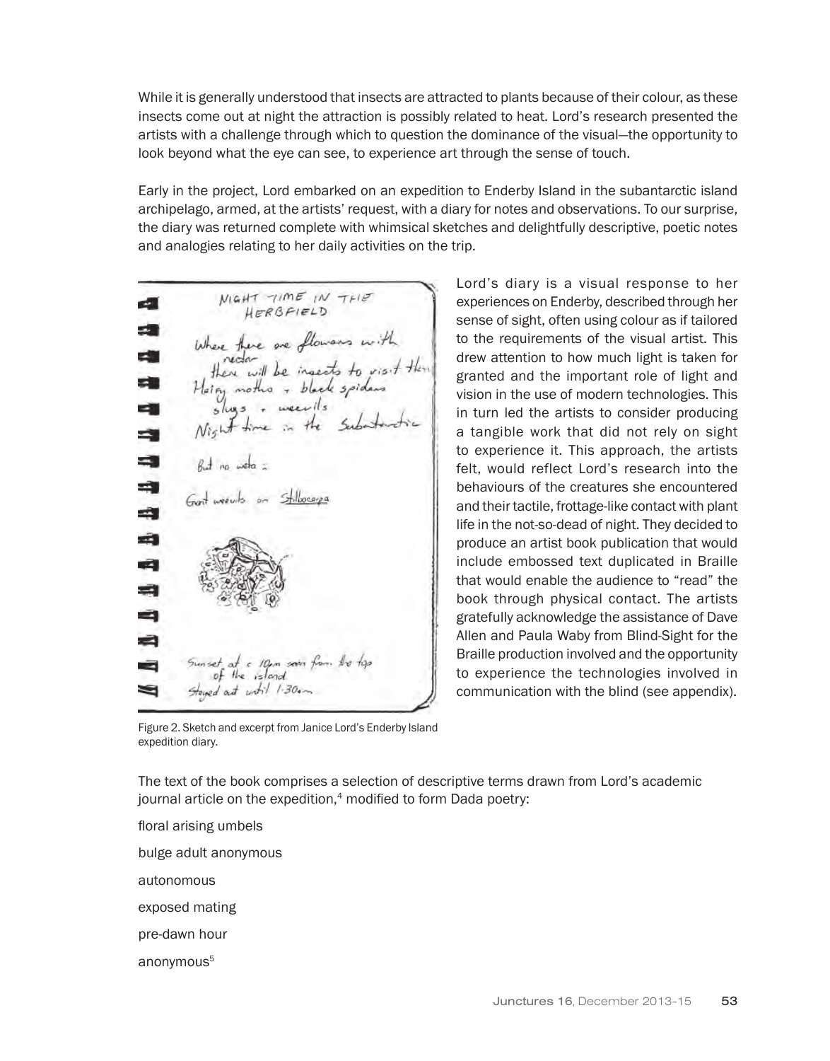While it is generally understood that insects are attracted to plants because of their colour, as these insects come out at night the attraction is possibly related to heat. Lord's research presented the artists with a challenge through which to question the dominance of the visual—the opportunity to look beyond what the eye can see, to experience art through the sense of touch.

Early in the project, Lord embarked on an expedition to Enderby Island in the subantarctic island archipelago, armed, at the artists' request, with a diary for notes and observations. To our surprise, the diary was returned complete with whimsical sketches and delightfully descriptive, poetic notes and analogies relating to her daily activities on the trip.

Figure 2. Sketch and excerpt from Janice Lord's Enderby Island expedition diary.

Lord's diary is a visual response to her experiences on Enderby, described through her sense of sight, often using colour as if tailored to the requirements of the visual artist. This drew attention to how much light is taken for granted and the important role of light and vision in the use of modern technologies. This in turn led the artists to consider producing a tangible work that did not rely on sight to experience it. This approach, the artists felt, would reflect Lord's research into the behaviours of the creatures she encountered and their tactile, frottage-like contact with plant life in the not-so-dead of night. They decided to produce an artist book publication that would include embossed text duplicated in Braille that would enable the audience to "read" the book through physical contact. The artists gratefully acknowledge the assistance of Dave Allen and Paula Waby from Blind-Sight for the Braille production involved and the opportunity to experience the technologies involved in communication with the blind (see appendix).

The text of the book comprises a selection of descriptive terms drawn from Lord's academic journal article on the expedition,[4] modified to form Dada poetry:

floral arising umbels

bulge adult anonymous

autonomous

exposed mating

pre-dawn hour

anonymous[5]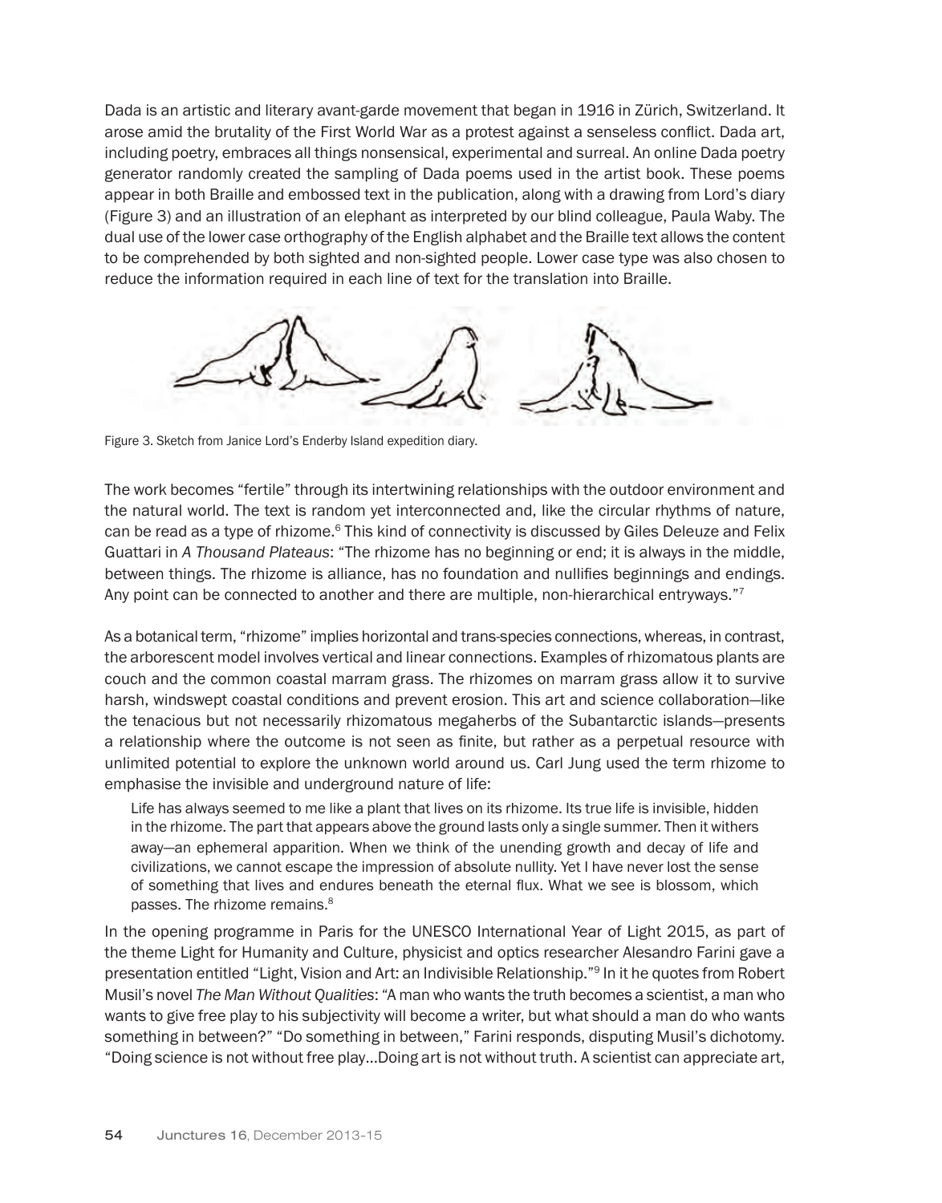Dada is an artistic and literary avant-garde movement that began in 1916 in Zürich, Switzerland. It arose amid the brutality of the First World War as a protest against a senseless conflict. Dada art, including poetry, embraces all things nonsensical, experimental and surreal. An online Dada poetry generator randomly created the sampling of Dada poems used in the artist book. These poems appear in both Braille and embossed text in the publication, along with a drawing from Lord's diary (Figure 3) and an illustration of an elephant as interpreted by our blind colleague, Paula Waby. The dual use of the lower case orthography of the English alphabet and the Braille text allows the content to be comprehended by both sighted and non-sighted people. Lower case type was also chosen to reduce the information required in each line of text for the translation into Braille.

Figure 3. Sketch from Janice Lord's Enderby Island expedition diary.

The work becomes "fertile" through its intertwining relationships with the outdoor environment and the natural world. The text is random yet interconnected and, like the circular rhythms of nature, can be read as a type of rhizome.[6] This kind of connectivity is discussed by Giles Deleuze and Felix Guattari in *A Thousand Plateaus*: "The rhizome has no beginning or end; it is always in the middle, between things. The rhizome is alliance, has no foundation and nullifies beginnings and endings. Any point can be connected to another and there are multiple, non-hierarchical entryways."[7]

As a botanical term, "rhizome" implies horizontal and trans-species connections, whereas, in contrast, the arborescent model involves vertical and linear connections. Examples of rhizomatous plants are couch and the common coastal marram grass. The rhizomes on marram grass allow it to survive harsh, windswept coastal conditions and prevent erosion. This art and science collaboration—like the tenacious but not necessarily rhizomatous megaherbs of the Subantarctic islands—presents a relationship where the outcome is not seen as finite, but rather as a perpetual resource with unlimited potential to explore the unknown world around us. Carl Jung used the term rhizome to emphasise the invisible and underground nature of life:

> Life has always seemed to me like a plant that lives on its rhizome. Its true life is invisible, hidden in the rhizome. The part that appears above the ground lasts only a single summer. Then it withers away—an ephemeral apparition. When we think of the unending growth and decay of life and civilizations, we cannot escape the impression of absolute nullity. Yet I have never lost the sense of something that lives and endures beneath the eternal flux. What we see is blossom, which passes. The rhizome remains.[8]

In the opening programme in Paris for the UNESCO International Year of Light 2015, as part of the theme Light for Humanity and Culture, physicist and optics researcher Alesandro Farini gave a presentation entitled "Light, Vision and Art: an Indivisible Relationship."[9] In it he quotes from Robert Musil's novel *The Man Without Qualities*: "A man who wants the truth becomes a scientist, a man who wants to give free play to his subjectivity will become a writer, but what should a man do who wants something in between?" "Do something in between," Farini responds, disputing Musil's dichotomy. "Doing science is not without free play...Doing art is not without truth. A scientist can appreciate art,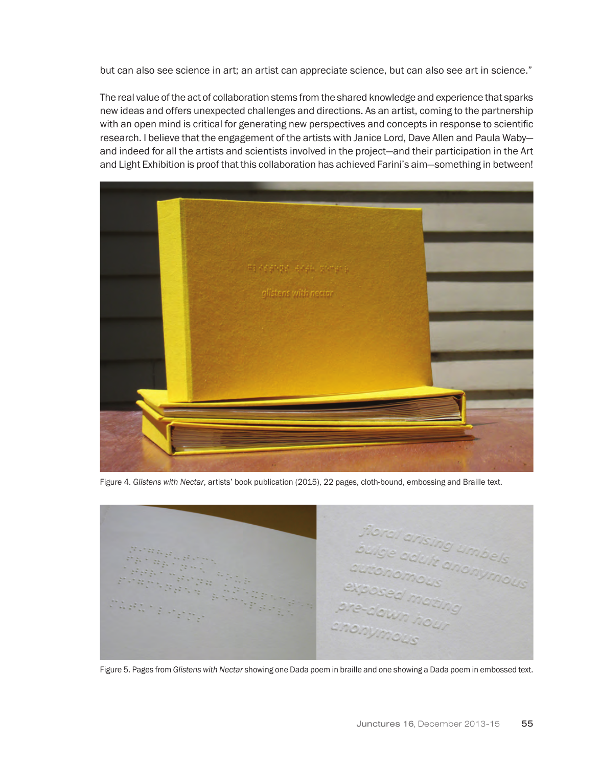but can also see science in art; an artist can appreciate science, but can also see art in science."

The real value of the act of collaboration stems from the shared knowledge and experience that sparks new ideas and offers unexpected challenges and directions. As an artist, coming to the partnership with an open mind is critical for generating new perspectives and concepts in response to scientific research. I believe that the engagement of the artists with Janice Lord, Dave Allen and Paula Waby—and indeed for all the artists and scientists involved in the project—and their participation in the Art and Light Exhibition is proof that this collaboration has achieved Farini's aim—something in between!

Figure 4. *Glistens with Nectar*, artists' book publication (2015), 22 pages, cloth-bound, embossing and Braille text.

Figure 5. Pages from *Glistens with Nectar* showing one Dada poem in braille and one showing a Dada poem in embossed text.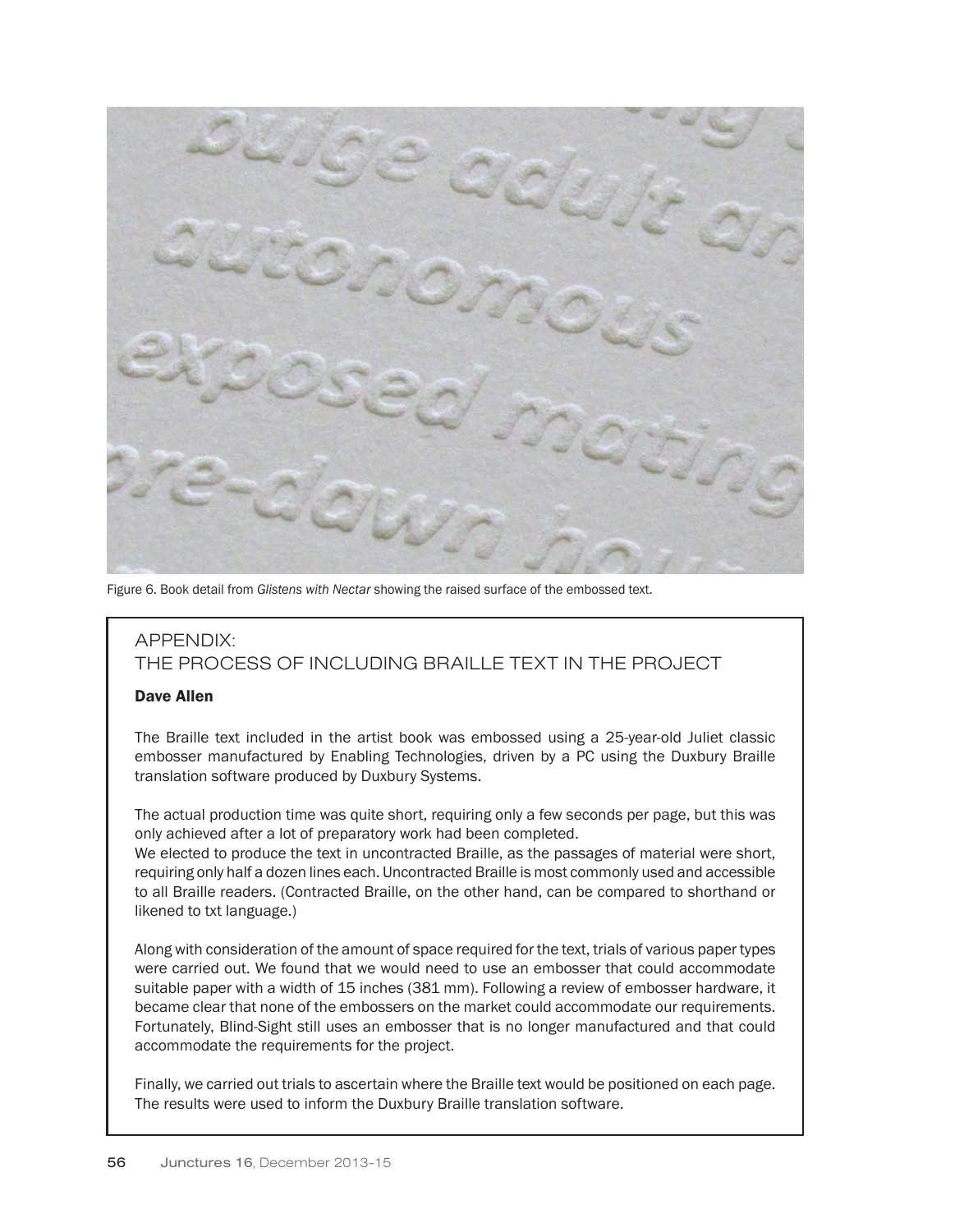Figure 6. Book detail from *Glistens with Nectar* showing the raised surface of the embossed text.

## APPENDIX: THE PROCESS OF INCLUDING BRAILLE TEXT IN THE PROJECT

**Dave Allen**

The Braille text included in the artist book was embossed using a 25-year-old Juliet classic embosser manufactured by Enabling Technologies, driven by a PC using the Duxbury Braille translation software produced by Duxbury Systems.

The actual production time was quite short, requiring only a few seconds per page, but this was only achieved after a lot of preparatory work had been completed.

We elected to produce the text in uncontracted Braille, as the passages of material were short, requiring only half a dozen lines each. Uncontracted Braille is most commonly used and accessible to all Braille readers. (Contracted Braille, on the other hand, can be compared to shorthand or likened to txt language.)

Along with consideration of the amount of space required for the text, trials of various paper types were carried out. We found that we would need to use an embosser that could accommodate suitable paper with a width of 15 inches (381 mm). Following a review of embosser hardware, it became clear that none of the embossers on the market could accommodate our requirements. Fortunately, Blind-Sight still uses an embosser that is no longer manufactured and that could accommodate the requirements for the project.

Finally, we carried out trials to ascertain where the Braille text would be positioned on each page. The results were used to inform the Duxbury Braille translation software.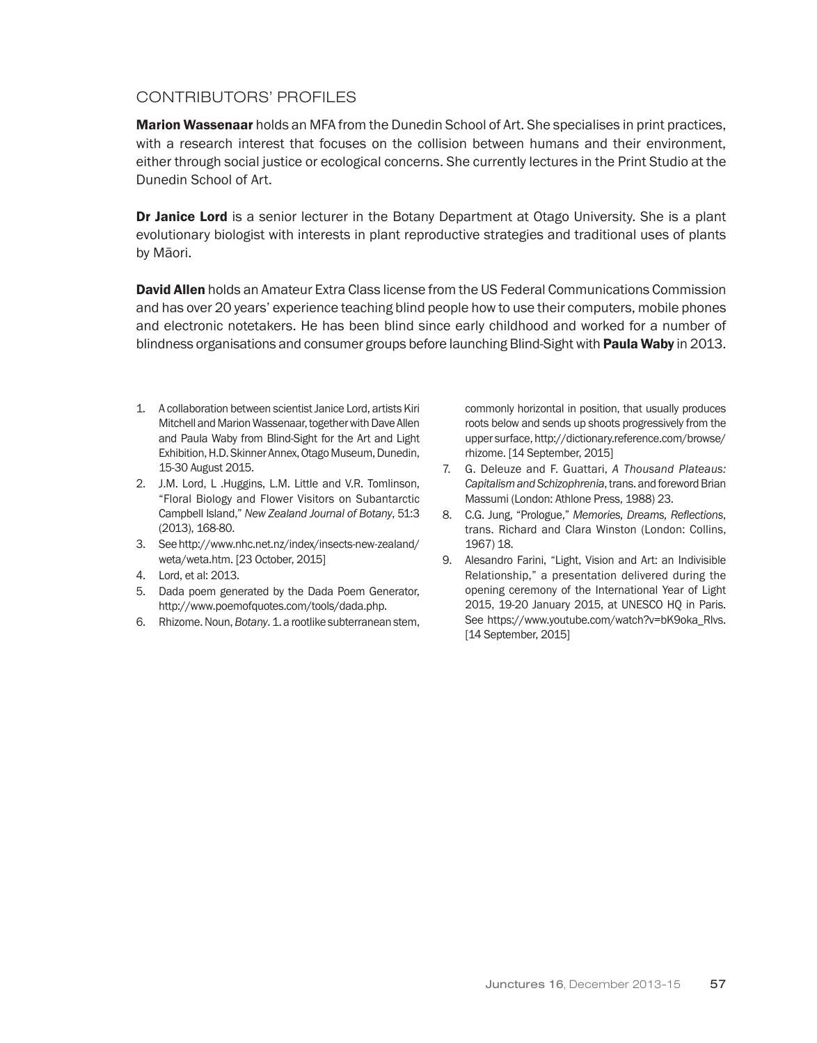## CONTRIBUTORS' PROFILES

**Marion Wassenaar** holds an MFA from the Dunedin School of Art. She specialises in print practices, with a research interest that focuses on the collision between humans and their environment, either through social justice or ecological concerns. She currently lectures in the Print Studio at the Dunedin School of Art.

**Dr Janice Lord** is a senior lecturer in the Botany Department at Otago University. She is a plant evolutionary biologist with interests in plant reproductive strategies and traditional uses of plants by Māori.

**David Allen** holds an Amateur Extra Class license from the US Federal Communications Commission and has over 20 years' experience teaching blind people how to use their computers, mobile phones and electronic notetakers. He has been blind since early childhood and worked for a number of blindness organisations and consumer groups before launching Blind-Sight with **Paula Waby** in 2013.

1. A collaboration between scientist Janice Lord, artists Kiri Mitchell and Marion Wassenaar, together with Dave Allen and Paula Waby from Blind-Sight for the Art and Light Exhibition, H.D. Skinner Annex, Otago Museum, Dunedin, 15-30 August 2015.
2. J.M. Lord, L .Huggins, L.M. Little and V.R. Tomlinson, "Floral Biology and Flower Visitors on Subantarctic Campbell Island," *New Zealand Journal of Botany*, 51:3 (2013), 168-80.
3. See http://www.nhc.net.nz/index/insects-new-zealand/weta/weta.htm. [23 October, 2015]
4. Lord, et al: 2013.
5. Dada poem generated by the Dada Poem Generator, http://www.poemofquotes.com/tools/dada.php.
6. Rhizome. Noun, *Botany*. 1. a rootlike subterranean stem, commonly horizontal in position, that usually produces roots below and sends up shoots progressively from the upper surface, http://dictionary.reference.com/browse/rhizome. [14 September, 2015]
7. G. Deleuze and F. Guattari, *A Thousand Plateaus: Capitalism and Schizophrenia*, trans. and foreword Brian Massumi (London: Athlone Press, 1988) 23.
8. C.G. Jung, "Prologue," *Memories, Dreams, Reflections*, trans. Richard and Clara Winston (London: Collins, 1967) 18.
9. Alesandro Farini, "Light, Vision and Art: an Indivisible Relationship," a presentation delivered during the opening ceremony of the International Year of Light 2015, 19-20 January 2015, at UNESCO HQ in Paris. See https://www.youtube.com/watch?v=bK9oka_Rlvs. [14 September, 2015]